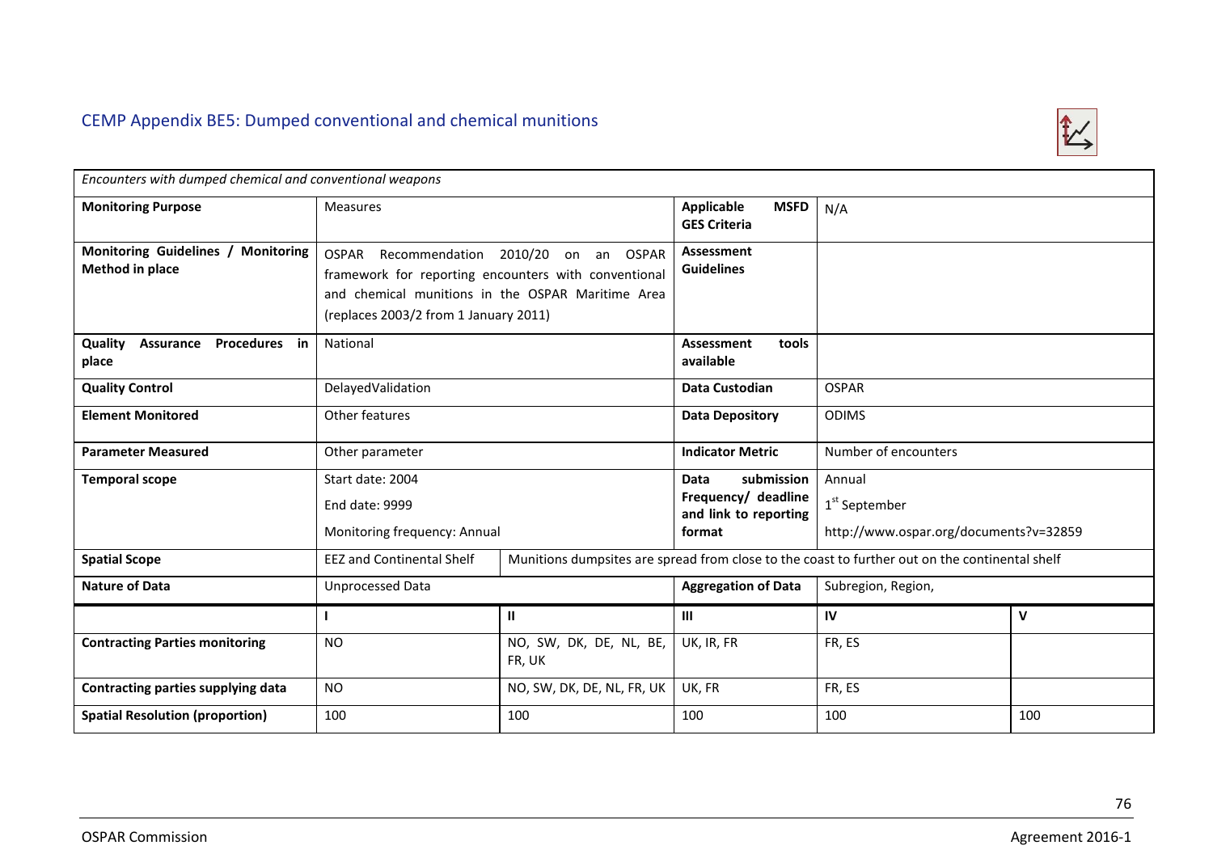## CEMP Appendix BE5: Dumped conventional and chemical munitions

| *Encounters with dumped chemical and conventional weapons* | | | | | |
|---|---|---|---|---|---|
| **Monitoring Purpose** | Measures | | **Applicable MSFD GES Criteria** | N/A | |
| **Monitoring Guidelines / Monitoring Method in place** | OSPAR Recommendation 2010/20 on an OSPAR framework for reporting encounters with conventional and chemical munitions in the OSPAR Maritime Area (replaces 2003/2 from 1 January 2011) | | **Assessment Guidelines** | | |
| **Quality Assurance Procedures in place** | National | | **Assessment tools available** | | |
| **Quality Control** | DelayedValidation | | **Data Custodian** | OSPAR | |
| **Element Monitored** | Other features | | **Data Depository** | ODIMS | |
| **Parameter Measured** | Other parameter | | **Indicator Metric** | Number of encounters | |
| **Temporal scope** | Start date: 2004<br>End date: 9999<br>Monitoring frequency: Annual | | **Data submission Frequency/ deadline and link to reporting format** | Annual<br>1st September<br>http://www.ospar.org/documents?v=32859 | |
| **Spatial Scope** | EEZ and Continental Shelf | Munitions dumpsites are spread from close to the coast to further out on the continental shelf | | | |
| **Nature of Data** | Unprocessed Data | | **Aggregation of Data** | Subregion, Region, | |
| | **I** | **II** | **III** | **IV** | **V** |
| **Contracting Parties monitoring** | NO | NO, SW, DK, DE, NL, BE, FR, UK | UK, IR, FR | FR, ES | |
| **Contracting parties supplying data** | NO | NO, SW, DK, DE, NL, FR, UK | UK, FR | FR, ES | |
| **Spatial Resolution (proportion)** | 100 | 100 | 100 | 100 | 100 |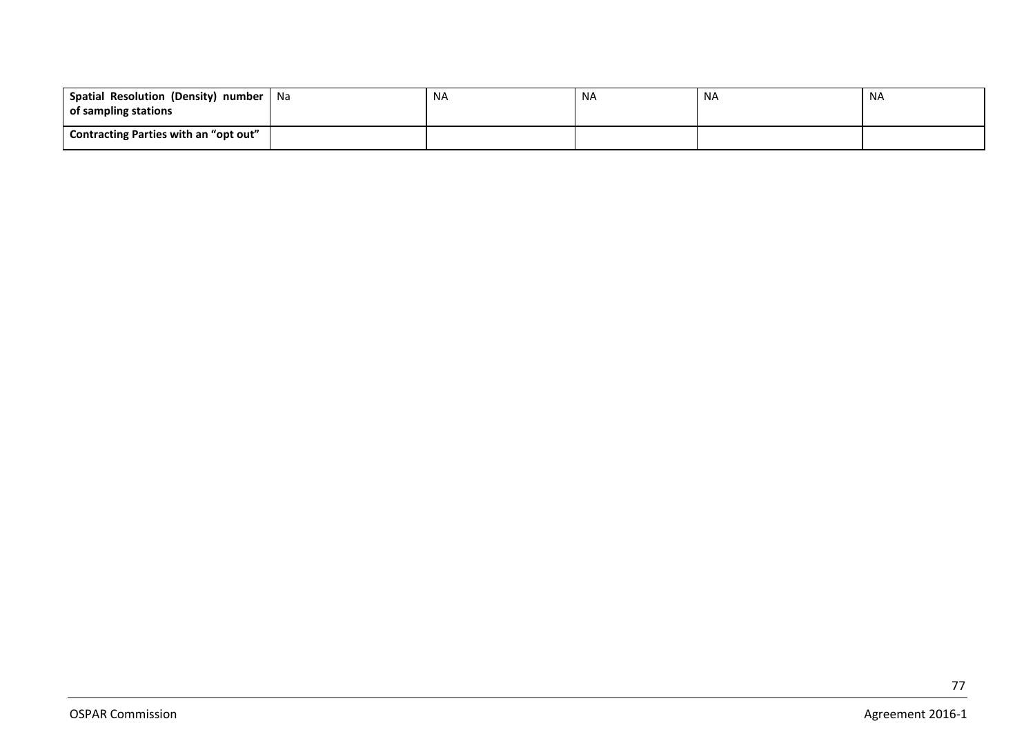| | | | | | |
|---|---|---|---|---|---|
| **Spatial Resolution (Density) number of sampling stations** | Na | NA | NA | NA | NA |
| **Contracting Parties with an "opt out"** | | | | | |